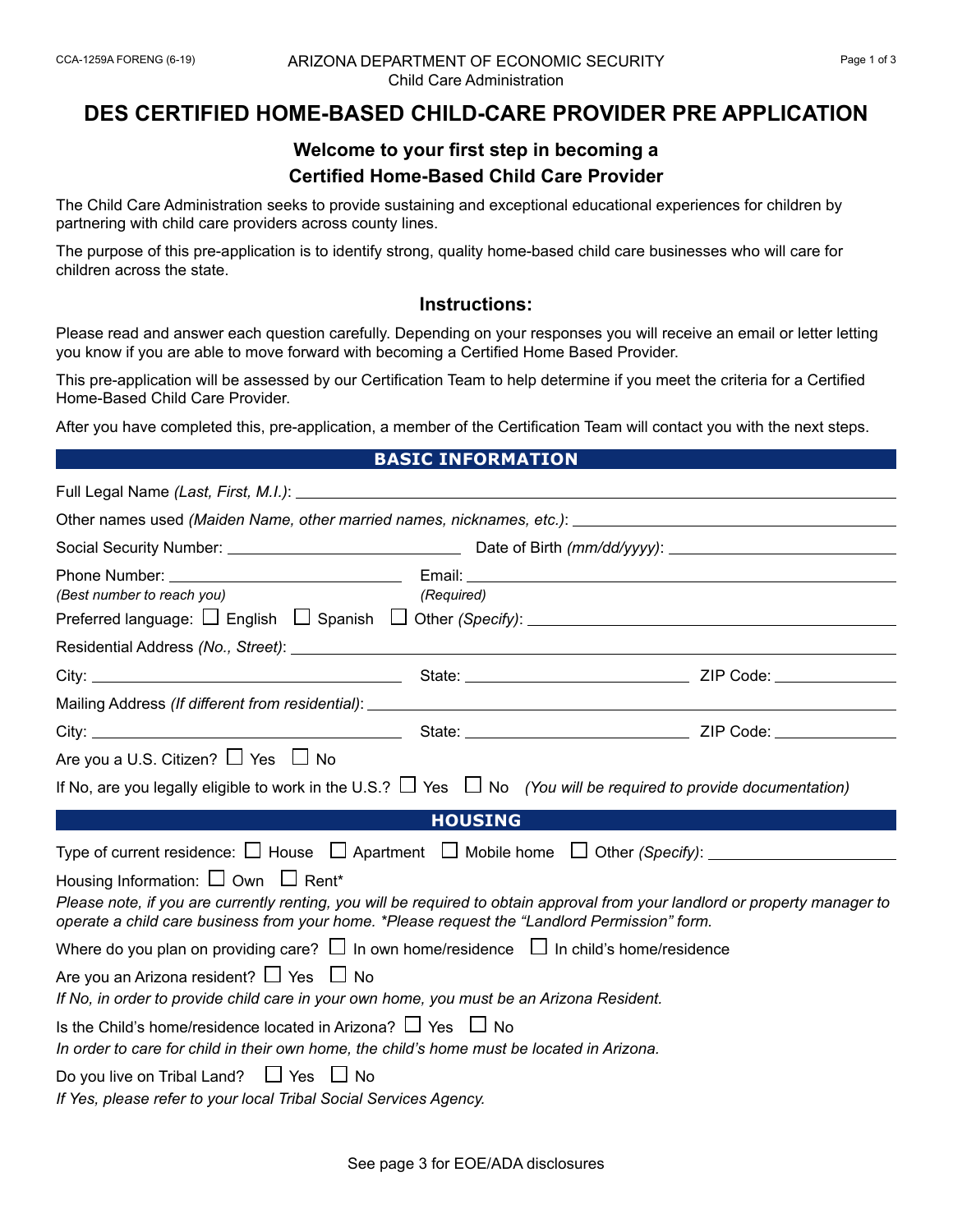ARIZONA DEPARTMENT OF ECONOMIC SECURITY
Child Care Administration

# DES CERTIFIED HOME-BASED CHILD-CARE PROVIDER PRE APPLICATION

## Welcome to your first step in becoming a Certified Home-Based Child Care Provider

The Child Care Administration seeks to provide sustaining and exceptional educational experiences for children by partnering with child care providers across county lines.

The purpose of this pre-application is to identify strong, quality home-based child care businesses who will care for children across the state.

### Instructions:

Please read and answer each question carefully. Depending on your responses you will receive an email or letter letting you know if you are able to move forward with becoming a Certified Home Based Provider.

This pre-application will be assessed by our Certification Team to help determine if you meet the criteria for a Certified Home-Based Child Care Provider.

After you have completed this, pre-application, a member of the Certification Team will contact you with the next steps.

## BASIC INFORMATION

Full Legal Name *(Last, First, M.I.)*: ______________________

Other names used *(Maiden Name, other married names, nicknames, etc.)*: ______________________

Social Security Number: ______________________ Date of Birth *(mm/dd/yyyy)*: ______________________

Phone Number: ______________________ *(Best number to reach you)*
Email: ______________________ *(Required)*

Preferred language: ☐ English ☐ Spanish ☐ Other *(Specify)*: ______________________

Residential Address *(No., Street)*: ______________________

City: ______________________ State: ______________________ ZIP Code: ______________________

Mailing Address *(If different from residential)*: ______________________

City: ______________________ State: ______________________ ZIP Code: ______________________

Are you a U.S. Citizen? ☐ Yes ☐ No

If No, are you legally eligible to work in the U.S.? ☐ Yes ☐ No *(You will be required to provide documentation)*

## HOUSING

Type of current residence: ☐ House ☐ Apartment ☐ Mobile home ☐ Other *(Specify)*: ______________________

Housing Information: ☐ Own ☐ Rent*

*Please note, if you are currently renting, you will be required to obtain approval from your landlord or property manager to operate a child care business from your home. *Please request the "Landlord Permission" form.*

Where do you plan on providing care? ☐ In own home/residence ☐ In child's home/residence

Are you an Arizona resident? ☐ Yes ☐ No
*If No, in order to provide child care in your own home, you must be an Arizona Resident.*

Is the Child's home/residence located in Arizona? ☐ Yes ☐ No
*In order to care for child in their own home, the child's home must be located in Arizona.*

Do you live on Tribal Land? ☐ Yes ☐ No
*If Yes, please refer to your local Tribal Social Services Agency.*

See page 3 for EOE/ADA disclosures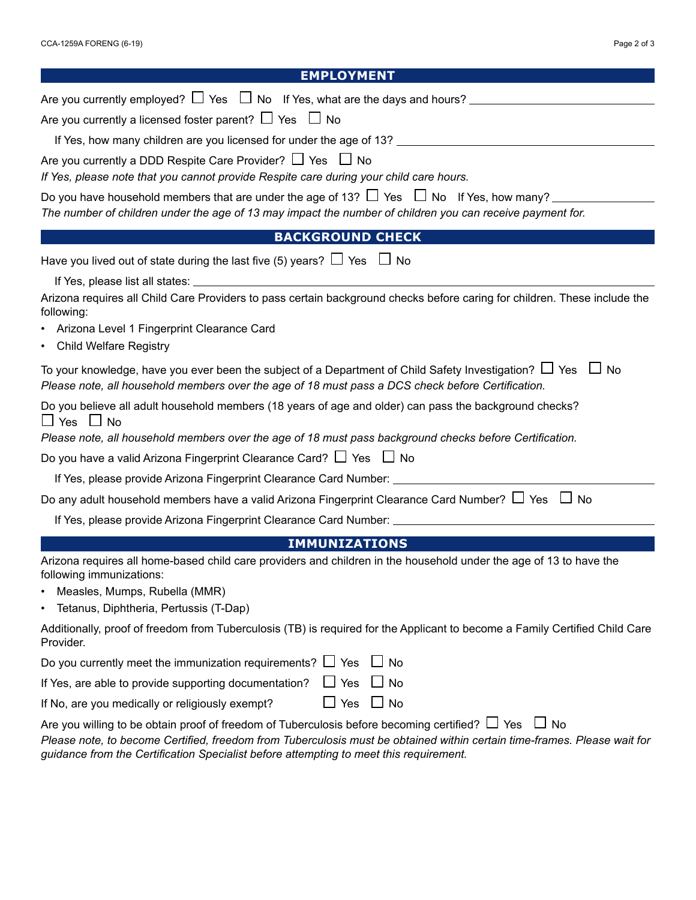## EMPLOYMENT

Are you currently employed? ☐ Yes ☐ No If Yes, what are the days and hours? ______________________

Are you currently a licensed foster parent? ☐ Yes ☐ No

If Yes, how many children are you licensed for under the age of 13? ______________________

Are you currently a DDD Respite Care Provider? ☐ Yes ☐ No

*If Yes, please note that you cannot provide Respite care during your child care hours.*

Do you have household members that are under the age of 13? ☐ Yes ☐ No If Yes, how many? ____________

*The number of children under the age of 13 may impact the number of children you can receive payment for.*

## BACKGROUND CHECK

Have you lived out of state during the last five (5) years? ☐ Yes ☐ No

If Yes, please list all states: ______________________

Arizona requires all Child Care Providers to pass certain background checks before caring for children. These include the following:

- Arizona Level 1 Fingerprint Clearance Card
- Child Welfare Registry

To your knowledge, have you ever been the subject of a Department of Child Safety Investigation? ☐ Yes ☐ No

*Please note, all household members over the age of 18 must pass a DCS check before Certification.*

Do you believe all adult household members (18 years of age and older) can pass the background checks?

☐ Yes ☐ No

*Please note, all household members over the age of 18 must pass background checks before Certification.*

Do you have a valid Arizona Fingerprint Clearance Card? ☐ Yes ☐ No

If Yes, please provide Arizona Fingerprint Clearance Card Number: ______________________

Do any adult household members have a valid Arizona Fingerprint Clearance Card Number? ☐ Yes ☐ No

If Yes, please provide Arizona Fingerprint Clearance Card Number: ______________________

## IMMUNIZATIONS

Arizona requires all home-based child care providers and children in the household under the age of 13 to have the following immunizations:

- Measles, Mumps, Rubella (MMR)
- Tetanus, Diphtheria, Pertussis (T-Dap)

Additionally, proof of freedom from Tuberculosis (TB) is required for the Applicant to become a Family Certified Child Care Provider.

Do you currently meet the immunization requirements? ☐ Yes ☐ No

If Yes, are able to provide supporting documentation? ☐ Yes ☐ No

If No, are you medically or religiously exempt? ☐ Yes ☐ No

Are you willing to be obtain proof of freedom of Tuberculosis before becoming certified? ☐ Yes ☐ No

*Please note, to become Certified, freedom from Tuberculosis must be obtained within certain time-frames. Please wait for guidance from the Certification Specialist before attempting to meet this requirement.*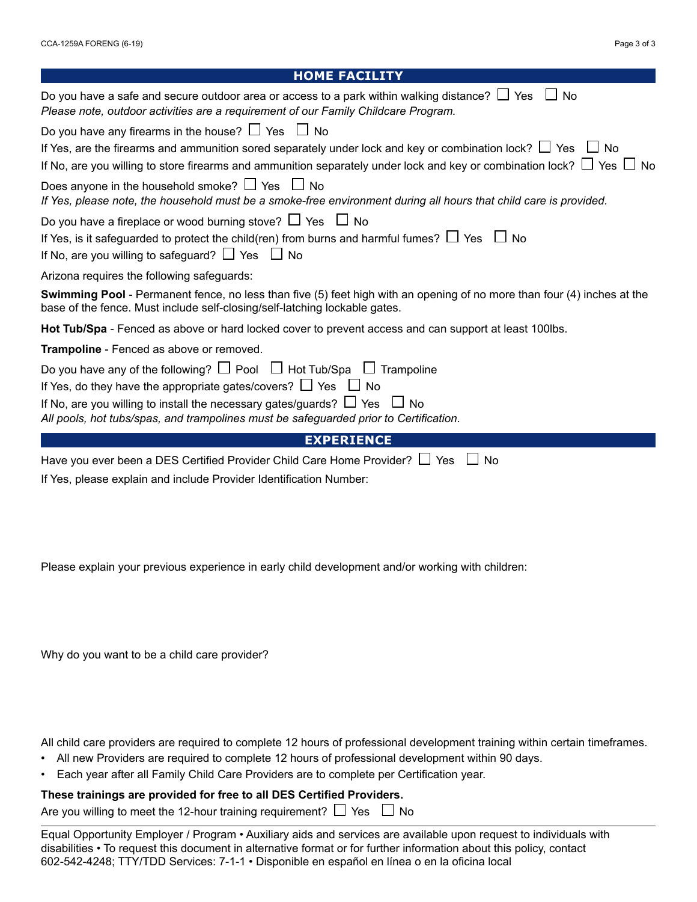## HOME FACILITY

Do you have a safe and secure outdoor area or access to a park within walking distance? ☐ Yes ☐ No
*Please note, outdoor activities are a requirement of our Family Childcare Program.*

Do you have any firearms in the house? ☐ Yes ☐ No
If Yes, are the firearms and ammunition sored separately under lock and key or combination lock? ☐ Yes ☐ No
If No, are you willing to store firearms and ammunition separately under lock and key or combination lock? ☐ Yes ☐ No

Does anyone in the household smoke? ☐ Yes ☐ No
*If Yes, please note, the household must be a smoke-free environment during all hours that child care is provided.*

Do you have a fireplace or wood burning stove? ☐ Yes ☐ No
If Yes, is it safeguarded to protect the child(ren) from burns and harmful fumes? ☐ Yes ☐ No
If No, are you willing to safeguard? ☐ Yes ☐ No

Arizona requires the following safeguards:

**Swimming Pool** - Permanent fence, no less than five (5) feet high with an opening of no more than four (4) inches at the base of the fence. Must include self-closing/self-latching lockable gates.

**Hot Tub/Spa** - Fenced as above or hard locked cover to prevent access and can support at least 100lbs.

**Trampoline** - Fenced as above or removed.

Do you have any of the following? ☐ Pool ☐ Hot Tub/Spa ☐ Trampoline
If Yes, do they have the appropriate gates/covers? ☐ Yes ☐ No
If No, are you willing to install the necessary gates/guards? ☐ Yes ☐ No
*All pools, hot tubs/spas, and trampolines must be safeguarded prior to Certification.*

## EXPERIENCE

Have you ever been a DES Certified Provider Child Care Home Provider? ☐ Yes ☐ No

If Yes, please explain and include Provider Identification Number:

Please explain your previous experience in early child development and/or working with children:

Why do you want to be a child care provider?

All child care providers are required to complete 12 hours of professional development training within certain timeframes.

- All new Providers are required to complete 12 hours of professional development within 90 days.
- Each year after all Family Child Care Providers are to complete per Certification year.

**These trainings are provided for free to all DES Certified Providers.**
Are you willing to meet the 12-hour training requirement? ☐ Yes ☐ No

Equal Opportunity Employer / Program • Auxiliary aids and services are available upon request to individuals with disabilities • To request this document in alternative format or for further information about this policy, contact 602-542-4248; TTY/TDD Services: 7-1-1 • Disponible en español en línea o en la oficina local